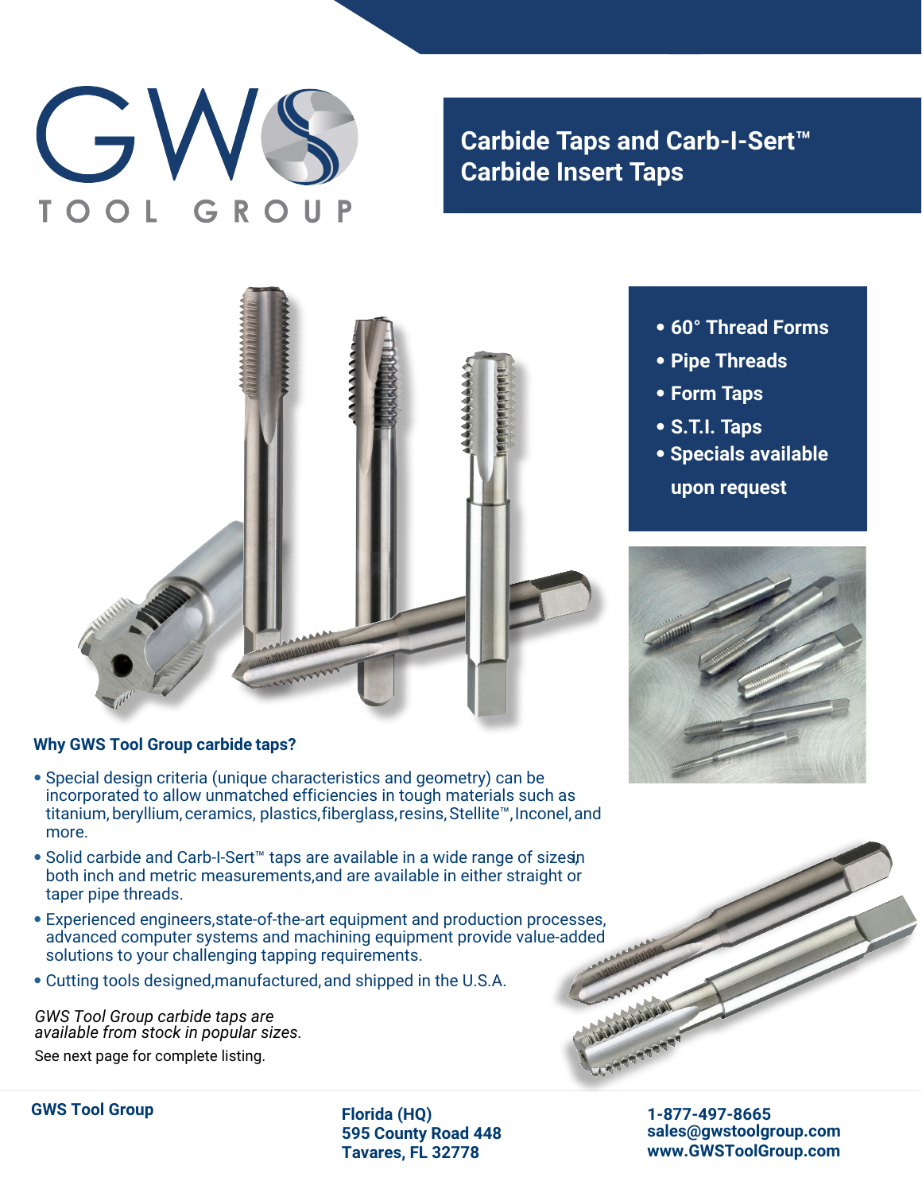# GWS TOOL GROUP

## Carbide Taps and Carb-I-Sert™ Carbide Insert Taps

- **60° Thread Forms**
- **Pipe Threads**
- **Form Taps**
- **S.T.I. Taps**
- **Specials available upon request**

### Why GWS Tool Group carbide taps?

- Special design criteria (unique characteristics and geometry) can be incorporated to allow unmatched efficiencies in tough materials such as titanium, beryllium, ceramics, plastics, fiberglass, resins, Stellite™, Inconel, and more.
- Solid carbide and Carb-I-Sert™ taps are available in a wide range of sizes in both inch and metric measurements, and are available in either straight or taper pipe threads.
- Experienced engineers, state-of-the-art equipment and production processes, advanced computer systems and machining equipment provide value-added solutions to your challenging tapping requirements.
- Cutting tools designed, manufactured, and shipped in the U.S.A.

*GWS Tool Group carbide taps are available from stock in popular sizes.*

See next page for complete listing.

**GWS Tool Group**

**Florida (HQ)**
**595 County Road 448**
**Tavares, FL 32778**

**1-877-497-8665**
**sales@gwstoolgroup.com**
**www.GWSToolGroup.com**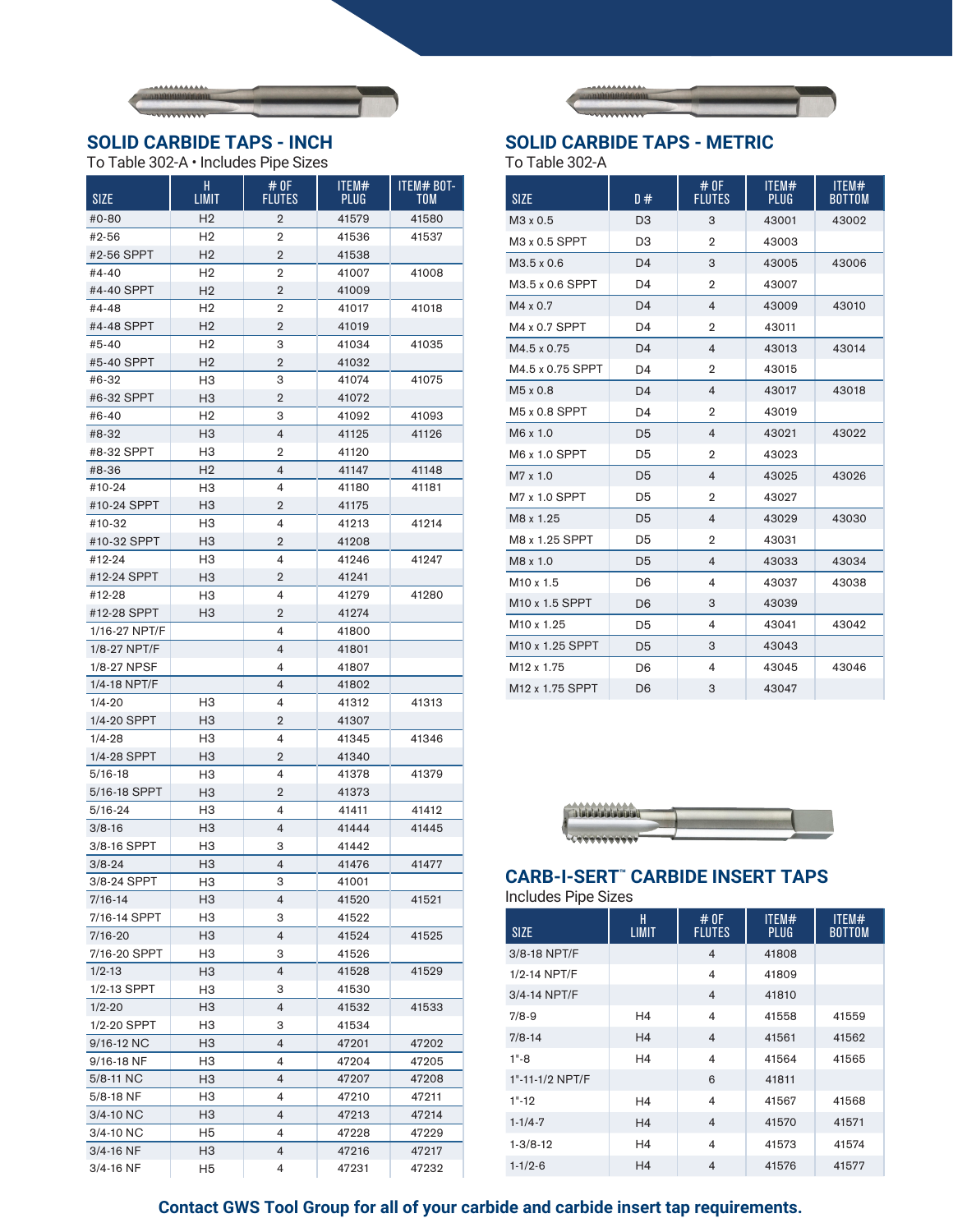## SOLID CARBIDE TAPS - INCH

To Table 302-A • Includes Pipe Sizes

| SIZE | H LIMIT | # OF FLUTES | ITEM# PLUG | ITEM# BOTTOM |
|---|---|---|---|---|
| #0-80 | H2 | 2 | 41579 | 41580 |
| #2-56 | H2 | 2 | 41536 | 41537 |
| #2-56 SPPT | H2 | 2 | 41538 | |
| #4-40 | H2 | 2 | 41007 | 41008 |
| #4-40 SPPT | H2 | 2 | 41009 | |
| #4-48 | H2 | 2 | 41017 | 41018 |
| #4-48 SPPT | H2 | 2 | 41019 | |
| #5-40 | H2 | 3 | 41034 | 41035 |
| #5-40 SPPT | H2 | 2 | 41032 | |
| #6-32 | H3 | 3 | 41074 | 41075 |
| #6-32 SPPT | H3 | 2 | 41072 | |
| #6-40 | H2 | 3 | 41092 | 41093 |
| #8-32 | H3 | 4 | 41125 | 41126 |
| #8-32 SPPT | H3 | 2 | 41120 | |
| #8-36 | H2 | 4 | 41147 | 41148 |
| #10-24 | H3 | 4 | 41180 | 41181 |
| #10-24 SPPT | H3 | 2 | 41175 | |
| #10-32 | H3 | 4 | 41213 | 41214 |
| #10-32 SPPT | H3 | 2 | 41208 | |
| #12-24 | H3 | 4 | 41246 | 41247 |
| #12-24 SPPT | H3 | 2 | 41241 | |
| #12-28 | H3 | 4 | 41279 | 41280 |
| #12-28 SPPT | H3 | 2 | 41274 | |
| 1/16-27 NPT/F | | 4 | 41800 | |
| 1/8-27 NPT/F | | 4 | 41801 | |
| 1/8-27 NPSF | | 4 | 41807 | |
| 1/4-18 NPT/F | | 4 | 41802 | |
| 1/4-20 | H3 | 4 | 41312 | 41313 |
| 1/4-20 SPPT | H3 | 2 | 41307 | |
| 1/4-28 | H3 | 4 | 41345 | 41346 |
| 1/4-28 SPPT | H3 | 2 | 41340 | |
| 5/16-18 | H3 | 4 | 41378 | 41379 |
| 5/16-18 SPPT | H3 | 2 | 41373 | |
| 5/16-24 | H3 | 4 | 41411 | 41412 |
| 3/8-16 | H3 | 4 | 41444 | 41445 |
| 3/8-16 SPPT | H3 | 3 | 41442 | |
| 3/8-24 | H3 | 4 | 41476 | 41477 |
| 3/8-24 SPPT | H3 | 3 | 41001 | |
| 7/16-14 | H3 | 4 | 41520 | 41521 |
| 7/16-14 SPPT | H3 | 3 | 41522 | |
| 7/16-20 | H3 | 4 | 41524 | 41525 |
| 7/16-20 SPPT | H3 | 3 | 41526 | |
| 1/2-13 | H3 | 4 | 41528 | 41529 |
| 1/2-13 SPPT | H3 | 3 | 41530 | |
| 1/2-20 | H3 | 4 | 41532 | 41533 |
| 1/2-20 SPPT | H3 | 3 | 41534 | |
| 9/16-12 NC | H3 | 4 | 47201 | 47202 |
| 9/16-18 NF | H3 | 4 | 47204 | 47205 |
| 5/8-11 NC | H3 | 4 | 47207 | 47208 |
| 5/8-18 NF | H3 | 4 | 47210 | 47211 |
| 3/4-10 NC | H3 | 4 | 47213 | 47214 |
| 3/4-10 NC | H5 | 4 | 47228 | 47229 |
| 3/4-16 NF | H3 | 4 | 47216 | 47217 |
| 3/4-16 NF | H5 | 4 | 47231 | 47232 |

## SOLID CARBIDE TAPS - METRIC

To Table 302-A

| SIZE | D # | # OF FLUTES | ITEM# PLUG | ITEM# BOTTOM |
|---|---|---|---|---|
| M3 x 0.5 | D3 | 3 | 43001 | 43002 |
| M3 x 0.5 SPPT | D3 | 2 | 43003 | |
| M3.5 x 0.6 | D4 | 3 | 43005 | 43006 |
| M3.5 x 0.6 SPPT | D4 | 2 | 43007 | |
| M4 x 0.7 | D4 | 4 | 43009 | 43010 |
| M4 x 0.7 SPPT | D4 | 2 | 43011 | |
| M4.5 x 0.75 | D4 | 4 | 43013 | 43014 |
| M4.5 x 0.75 SPPT | D4 | 2 | 43015 | |
| M5 x 0.8 | D4 | 4 | 43017 | 43018 |
| M5 x 0.8 SPPT | D4 | 2 | 43019 | |
| M6 x 1.0 | D5 | 4 | 43021 | 43022 |
| M6 x 1.0 SPPT | D5 | 2 | 43023 | |
| M7 x 1.0 | D5 | 4 | 43025 | 43026 |
| M7 x 1.0 SPPT | D5 | 2 | 43027 | |
| M8 x 1.25 | D5 | 4 | 43029 | 43030 |
| M8 x 1.25 SPPT | D5 | 2 | 43031 | |
| M8 x 1.0 | D5 | 4 | 43033 | 43034 |
| M10 x 1.5 | D6 | 4 | 43037 | 43038 |
| M10 x 1.5 SPPT | D6 | 3 | 43039 | |
| M10 x 1.25 | D5 | 4 | 43041 | 43042 |
| M10 x 1.25 SPPT | D5 | 3 | 43043 | |
| M12 x 1.75 | D6 | 4 | 43045 | 43046 |
| M12 x 1.75 SPPT | D6 | 3 | 43047 | |

## CARB-I-SERT™ CARBIDE INSERT TAPS

Includes Pipe Sizes

| SIZE | H LIMIT | # OF FLUTES | ITEM# PLUG | ITEM# BOTTOM |
|---|---|---|---|---|
| 3/8-18 NPT/F | | 4 | 41808 | |
| 1/2-14 NPT/F | | 4 | 41809 | |
| 3/4-14 NPT/F | | 4 | 41810 | |
| 7/8-9 | H4 | 4 | 41558 | 41559 |
| 7/8-14 | H4 | 4 | 41561 | 41562 |
| 1"-8 | H4 | 4 | 41564 | 41565 |
| 1"-11-1/2 NPT/F | | 6 | 41811 | |
| 1"-12 | H4 | 4 | 41567 | 41568 |
| 1-1/4-7 | H4 | 4 | 41570 | 41571 |
| 1-3/8-12 | H4 | 4 | 41573 | 41574 |
| 1-1/2-6 | H4 | 4 | 41576 | 41577 |

**Contact GWS Tool Group for all of your carbide and carbide insert tap requirements.**